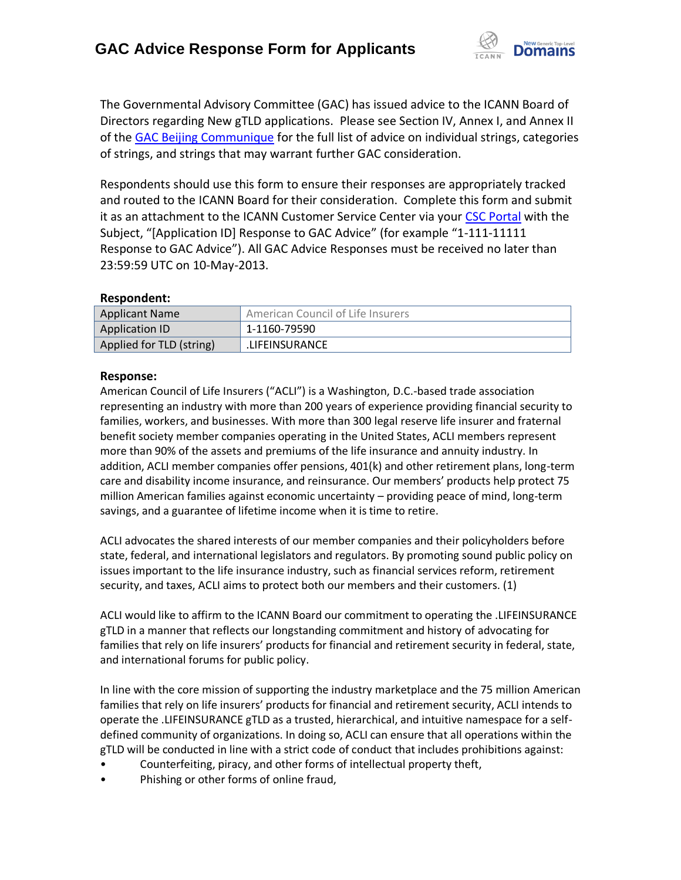# GAC Advice Response Form for Applicants

The Governmental Advisory Committee (GAC) has issued advice to the ICANN Board of Directors regarding New gTLD applications. Please see Section IV, Annex I, and Annex II of the GAC Beijing Communique for the full list of advice on individual strings, categories of strings, and strings that may warrant further GAC consideration.

Respondents should use this form to ensure their responses are appropriately tracked and routed to the ICANN Board for their consideration. Complete this form and submit it as an attachment to the ICANN Customer Service Center via your CSC Portal with the Subject, "[Application ID] Response to GAC Advice" (for example "1-111-11111 Response to GAC Advice"). All GAC Advice Responses must be received no later than 23:59:59 UTC on 10-May-2013.

**Respondent:**

| Applicant Name | American Council of Life Insurers |
|---|---|
| Application ID | 1-1160-79590 |
| Applied for TLD (string) | .LIFEINSURANCE |

**Response:**

American Council of Life Insurers ("ACLI") is a Washington, D.C.-based trade association representing an industry with more than 200 years of experience providing financial security to families, workers, and businesses. With more than 300 legal reserve life insurer and fraternal benefit society member companies operating in the United States, ACLI members represent more than 90% of the assets and premiums of the life insurance and annuity industry. In addition, ACLI member companies offer pensions, 401(k) and other retirement plans, long-term care and disability income insurance, and reinsurance. Our members' products help protect 75 million American families against economic uncertainty – providing peace of mind, long-term savings, and a guarantee of lifetime income when it is time to retire.

ACLI advocates the shared interests of our member companies and their policyholders before state, federal, and international legislators and regulators. By promoting sound public policy on issues important to the life insurance industry, such as financial services reform, retirement security, and taxes, ACLI aims to protect both our members and their customers. (1)

ACLI would like to affirm to the ICANN Board our commitment to operating the .LIFEINSURANCE gTLD in a manner that reflects our longstanding commitment and history of advocating for families that rely on life insurers' products for financial and retirement security in federal, state, and international forums for public policy.

In line with the core mission of supporting the industry marketplace and the 75 million American families that rely on life insurers' products for financial and retirement security, ACLI intends to operate the .LIFEINSURANCE gTLD as a trusted, hierarchical, and intuitive namespace for a self-defined community of organizations. In doing so, ACLI can ensure that all operations within the gTLD will be conducted in line with a strict code of conduct that includes prohibitions against:

- Counterfeiting, piracy, and other forms of intellectual property theft,
- Phishing or other forms of online fraud,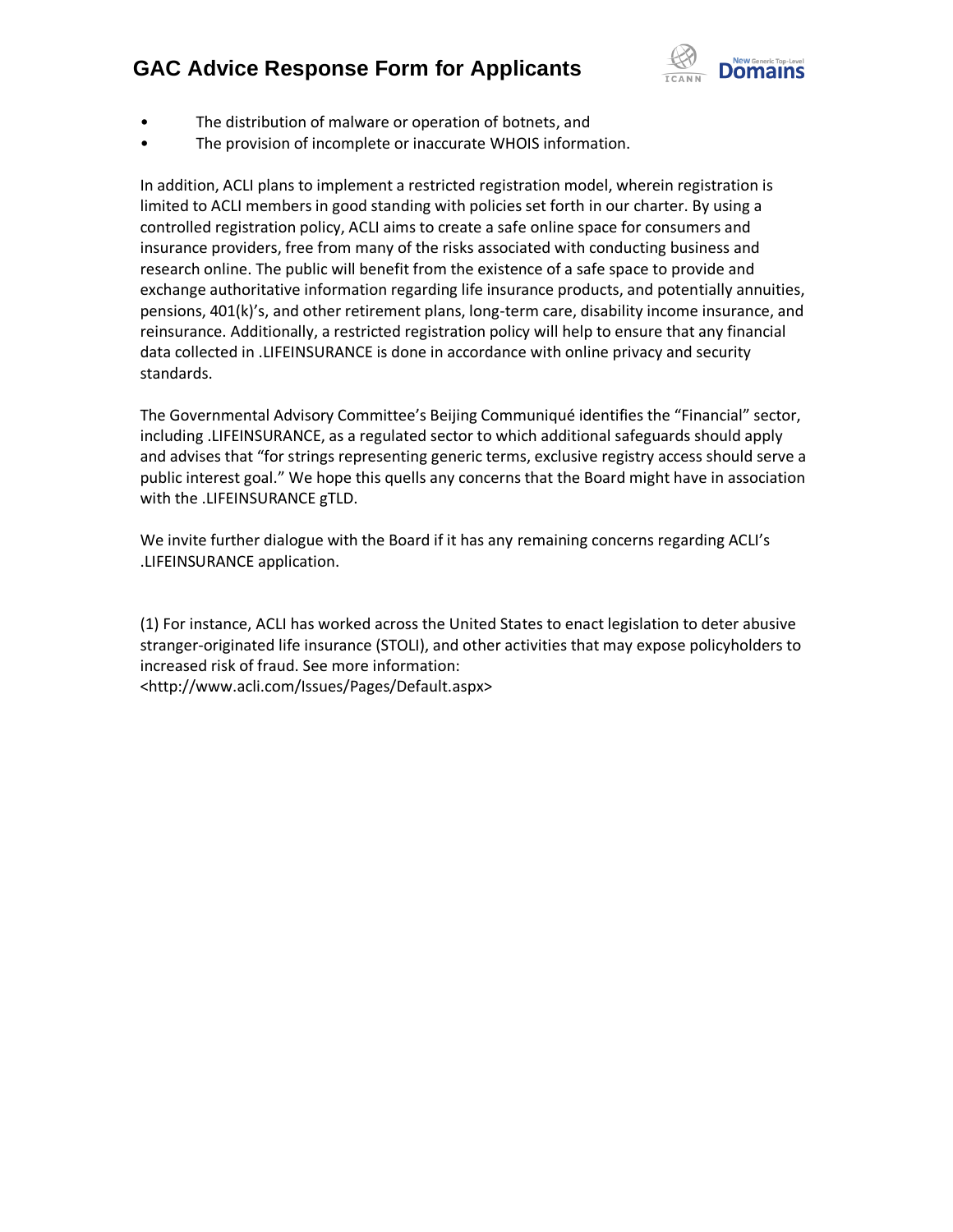- The distribution of malware or operation of botnets, and
- The provision of incomplete or inaccurate WHOIS information.

In addition, ACLI plans to implement a restricted registration model, wherein registration is limited to ACLI members in good standing with policies set forth in our charter. By using a controlled registration policy, ACLI aims to create a safe online space for consumers and insurance providers, free from many of the risks associated with conducting business and research online. The public will benefit from the existence of a safe space to provide and exchange authoritative information regarding life insurance products, and potentially annuities, pensions, 401(k)'s, and other retirement plans, long-term care, disability income insurance, and reinsurance. Additionally, a restricted registration policy will help to ensure that any financial data collected in .LIFEINSURANCE is done in accordance with online privacy and security standards.

The Governmental Advisory Committee's Beijing Communiqué identifies the "Financial" sector, including .LIFEINSURANCE, as a regulated sector to which additional safeguards should apply and advises that "for strings representing generic terms, exclusive registry access should serve a public interest goal." We hope this quells any concerns that the Board might have in association with the .LIFEINSURANCE gTLD.

We invite further dialogue with the Board if it has any remaining concerns regarding ACLI's .LIFEINSURANCE application.

(1) For instance, ACLI has worked across the United States to enact legislation to deter abusive stranger-originated life insurance (STOLI), and other activities that may expose policyholders to increased risk of fraud. See more information: <http://www.acli.com/Issues/Pages/Default.aspx>